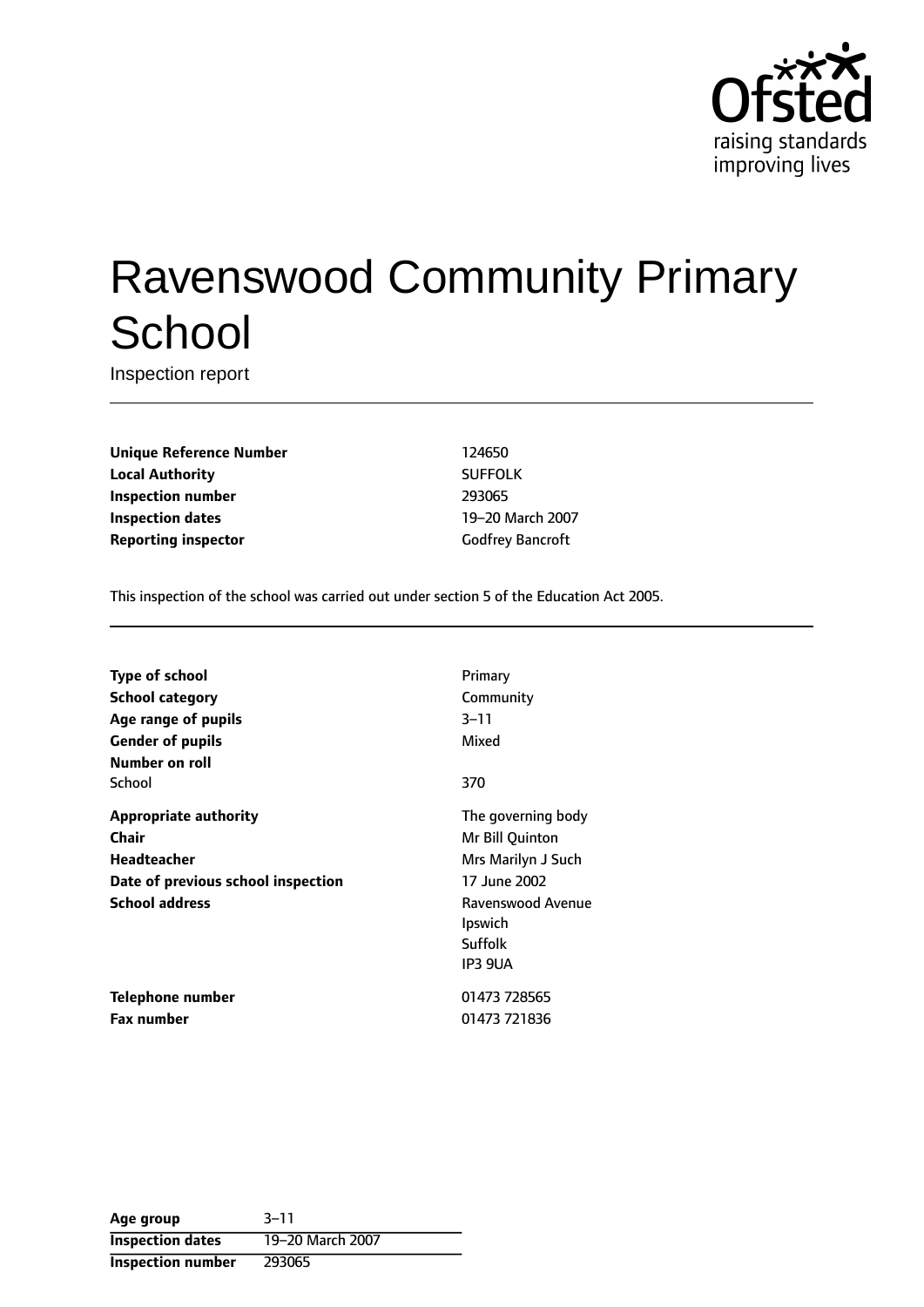Ofsted
raising standards
improving lives

# Ravenswood Community Primary School

Inspection report

| | |
|---|---|
| **Unique Reference Number** | 124650 |
| **Local Authority** | SUFFOLK |
| **Inspection number** | 293065 |
| **Inspection dates** | 19–20 March 2007 |
| **Reporting inspector** | Godfrey Bancroft |

This inspection of the school was carried out under section 5 of the Education Act 2005.

| | |
|---|---|
| **Type of school** | Primary |
| **School category** | Community |
| **Age range of pupils** | 3–11 |
| **Gender of pupils** | Mixed |
| **Number on roll** | |
| School | 370 |
| **Appropriate authority** | The governing body |
| **Chair** | Mr Bill Quinton |
| **Headteacher** | Mrs Marilyn J Such |
| **Date of previous school inspection** | 17 June 2002 |
| **School address** | Ravenswood Avenue<br>Ipswich<br>Suffolk<br>IP3 9UA |
| **Telephone number** | 01473 728565 |
| **Fax number** | 01473 721836 |

| | |
|---|---|
| **Age group** | 3–11 |
| **Inspection dates** | 19–20 March 2007 |
| **Inspection number** | 293065 |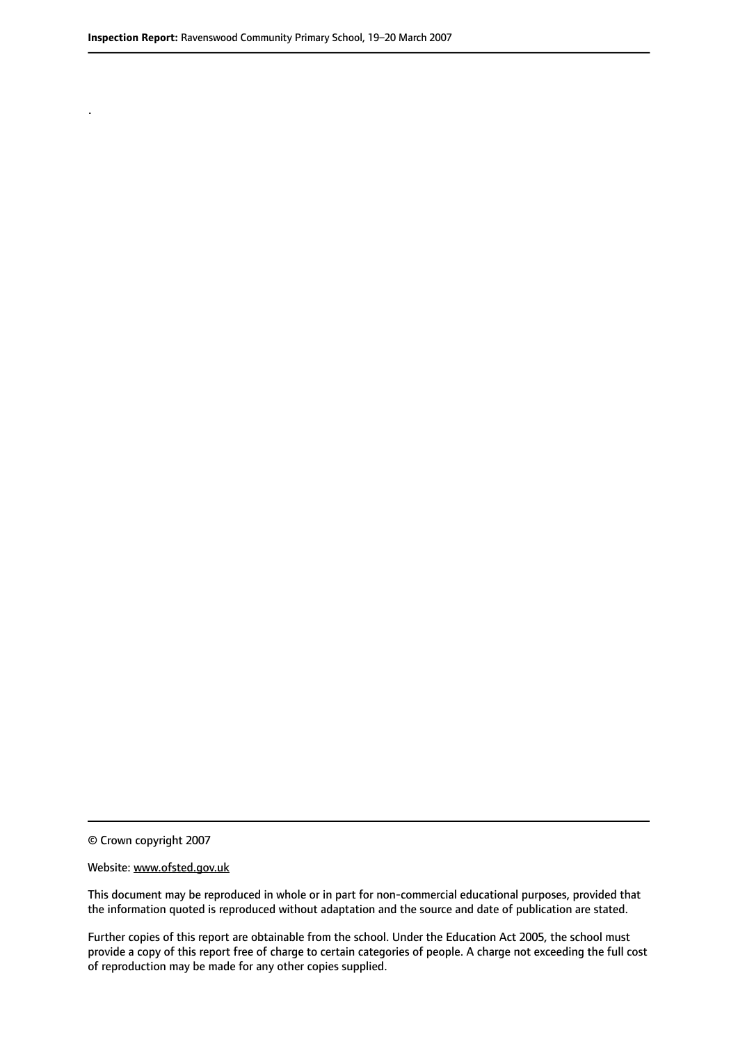.

© Crown copyright 2007

Website: www.ofsted.gov.uk

This document may be reproduced in whole or in part for non-commercial educational purposes, provided that the information quoted is reproduced without adaptation and the source and date of publication are stated.

Further copies of this report are obtainable from the school. Under the Education Act 2005, the school must provide a copy of this report free of charge to certain categories of people. A charge not exceeding the full cost of reproduction may be made for any other copies supplied.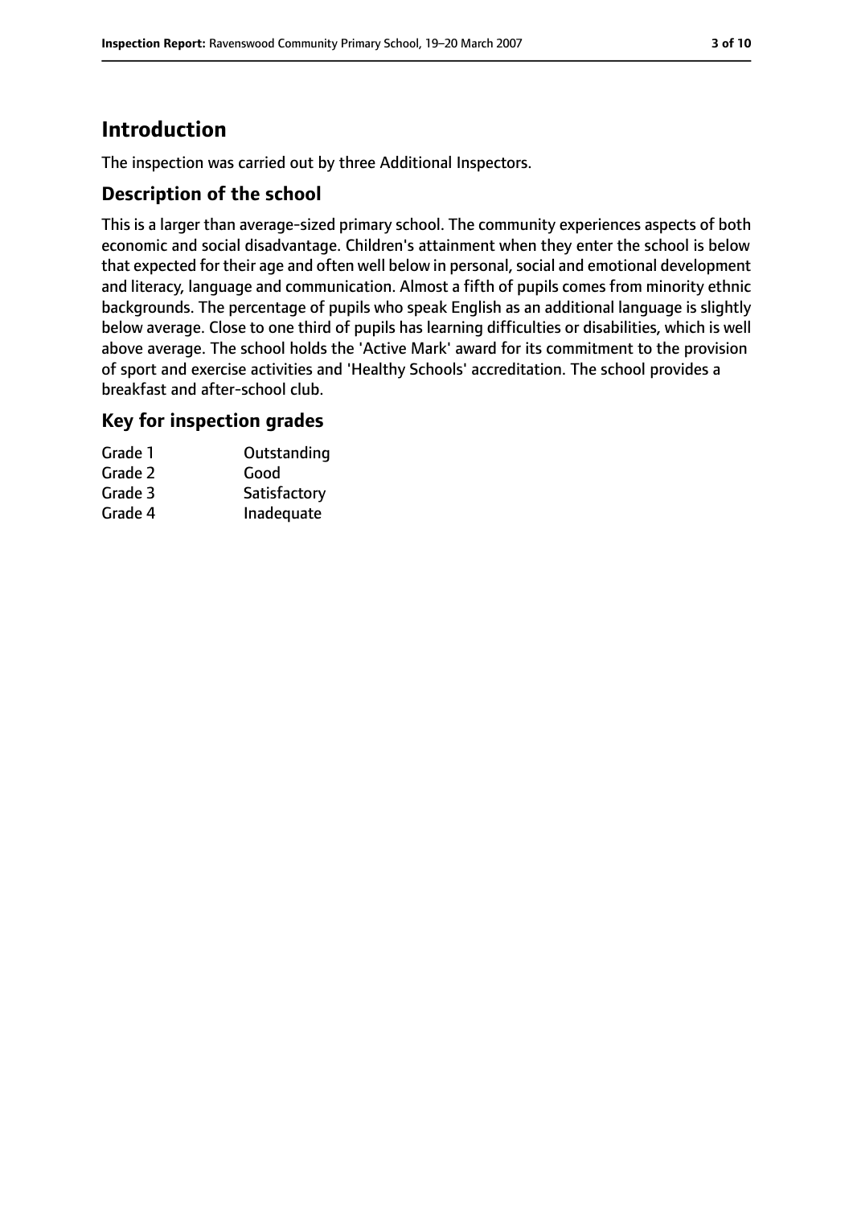# Introduction

The inspection was carried out by three Additional Inspectors.

## Description of the school

This is a larger than average-sized primary school. The community experiences aspects of both economic and social disadvantage. Children's attainment when they enter the school is below that expected for their age and often well below in personal, social and emotional development and literacy, language and communication. Almost a fifth of pupils comes from minority ethnic backgrounds. The percentage of pupils who speak English as an additional language is slightly below average. Close to one third of pupils has learning difficulties or disabilities, which is well above average. The school holds the 'Active Mark' award for its commitment to the provision of sport and exercise activities and 'Healthy Schools' accreditation. The school provides a breakfast and after-school club.

## Key for inspection grades

| Grade | Description |
|---|---|
| Grade 1 | Outstanding |
| Grade 2 | Good |
| Grade 3 | Satisfactory |
| Grade 4 | Inadequate |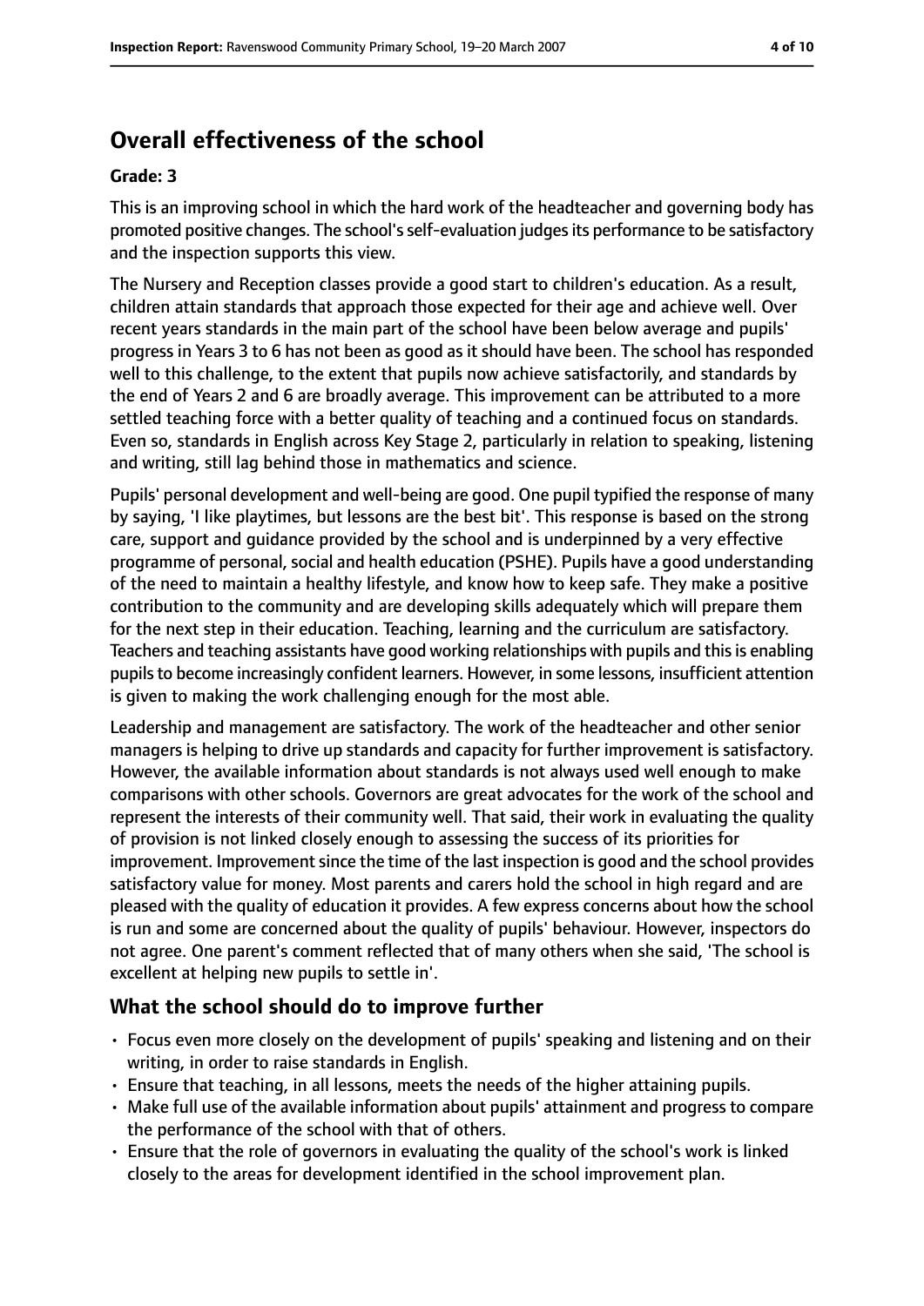# Overall effectiveness of the school

**Grade: 3**

This is an improving school in which the hard work of the headteacher and governing body has promoted positive changes. The school's self-evaluation judges its performance to be satisfactory and the inspection supports this view.

The Nursery and Reception classes provide a good start to children's education. As a result, children attain standards that approach those expected for their age and achieve well. Over recent years standards in the main part of the school have been below average and pupils' progress in Years 3 to 6 has not been as good as it should have been. The school has responded well to this challenge, to the extent that pupils now achieve satisfactorily, and standards by the end of Years 2 and 6 are broadly average. This improvement can be attributed to a more settled teaching force with a better quality of teaching and a continued focus on standards. Even so, standards in English across Key Stage 2, particularly in relation to speaking, listening and writing, still lag behind those in mathematics and science.

Pupils' personal development and well-being are good. One pupil typified the response of many by saying, 'I like playtimes, but lessons are the best bit'. This response is based on the strong care, support and guidance provided by the school and is underpinned by a very effective programme of personal, social and health education (PSHE). Pupils have a good understanding of the need to maintain a healthy lifestyle, and know how to keep safe. They make a positive contribution to the community and are developing skills adequately which will prepare them for the next step in their education. Teaching, learning and the curriculum are satisfactory. Teachers and teaching assistants have good working relationships with pupils and this is enabling pupils to become increasingly confident learners. However, in some lessons, insufficient attention is given to making the work challenging enough for the most able.

Leadership and management are satisfactory. The work of the headteacher and other senior managers is helping to drive up standards and capacity for further improvement is satisfactory. However, the available information about standards is not always used well enough to make comparisons with other schools. Governors are great advocates for the work of the school and represent the interests of their community well. That said, their work in evaluating the quality of provision is not linked closely enough to assessing the success of its priorities for improvement. Improvement since the time of the last inspection is good and the school provides satisfactory value for money. Most parents and carers hold the school in high regard and are pleased with the quality of education it provides. A few express concerns about how the school is run and some are concerned about the quality of pupils' behaviour. However, inspectors do not agree. One parent's comment reflected that of many others when she said, 'The school is excellent at helping new pupils to settle in'.

## What the school should do to improve further

- Focus even more closely on the development of pupils' speaking and listening and on their writing, in order to raise standards in English.
- Ensure that teaching, in all lessons, meets the needs of the higher attaining pupils.
- Make full use of the available information about pupils' attainment and progress to compare the performance of the school with that of others.
- Ensure that the role of governors in evaluating the quality of the school's work is linked closely to the areas for development identified in the school improvement plan.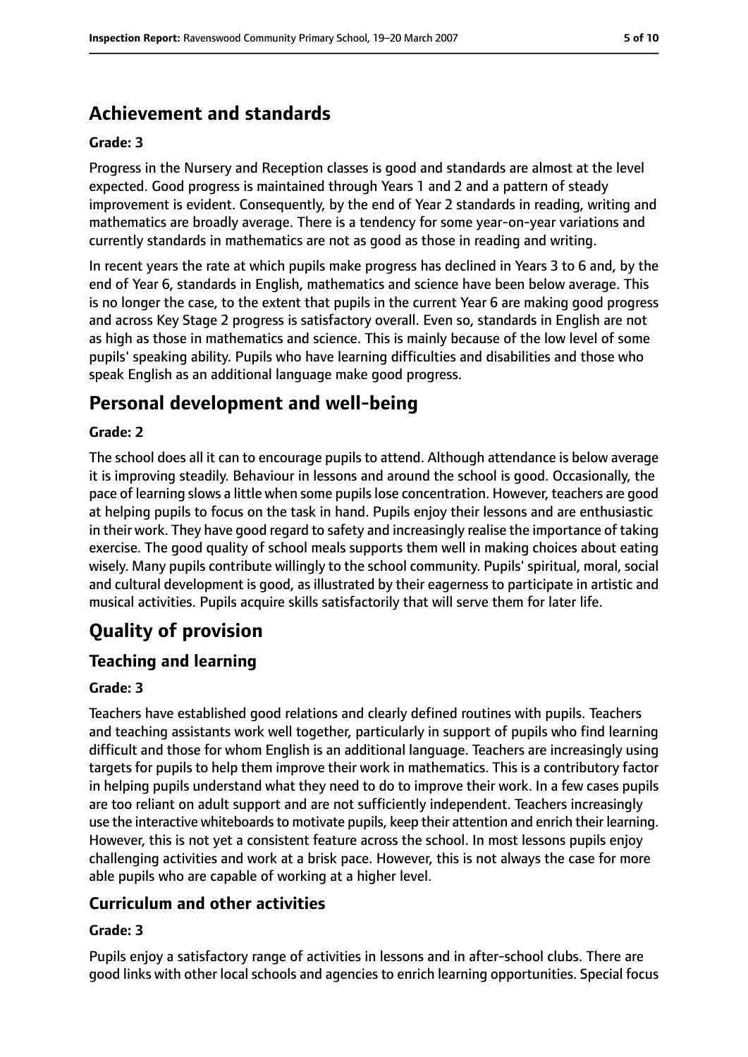## Achievement and standards

**Grade: 3**

Progress in the Nursery and Reception classes is good and standards are almost at the level expected. Good progress is maintained through Years 1 and 2 and a pattern of steady improvement is evident. Consequently, by the end of Year 2 standards in reading, writing and mathematics are broadly average. There is a tendency for some year-on-year variations and currently standards in mathematics are not as good as those in reading and writing.

In recent years the rate at which pupils make progress has declined in Years 3 to 6 and, by the end of Year 6, standards in English, mathematics and science have been below average. This is no longer the case, to the extent that pupils in the current Year 6 are making good progress and across Key Stage 2 progress is satisfactory overall. Even so, standards in English are not as high as those in mathematics and science. This is mainly because of the low level of some pupils' speaking ability. Pupils who have learning difficulties and disabilities and those who speak English as an additional language make good progress.

## Personal development and well-being

**Grade: 2**

The school does all it can to encourage pupils to attend. Although attendance is below average it is improving steadily. Behaviour in lessons and around the school is good. Occasionally, the pace of learning slows a little when some pupils lose concentration. However, teachers are good at helping pupils to focus on the task in hand. Pupils enjoy their lessons and are enthusiastic in their work. They have good regard to safety and increasingly realise the importance of taking exercise. The good quality of school meals supports them well in making choices about eating wisely. Many pupils contribute willingly to the school community. Pupils' spiritual, moral, social and cultural development is good, as illustrated by their eagerness to participate in artistic and musical activities. Pupils acquire skills satisfactorily that will serve them for later life.

# Quality of provision

## Teaching and learning

**Grade: 3**

Teachers have established good relations and clearly defined routines with pupils. Teachers and teaching assistants work well together, particularly in support of pupils who find learning difficult and those for whom English is an additional language. Teachers are increasingly using targets for pupils to help them improve their work in mathematics. This is a contributory factor in helping pupils understand what they need to do to improve their work. In a few cases pupils are too reliant on adult support and are not sufficiently independent. Teachers increasingly use the interactive whiteboards to motivate pupils, keep their attention and enrich their learning. However, this is not yet a consistent feature across the school. In most lessons pupils enjoy challenging activities and work at a brisk pace. However, this is not always the case for more able pupils who are capable of working at a higher level.

## Curriculum and other activities

**Grade: 3**

Pupils enjoy a satisfactory range of activities in lessons and in after-school clubs. There are good links with other local schools and agencies to enrich learning opportunities. Special focus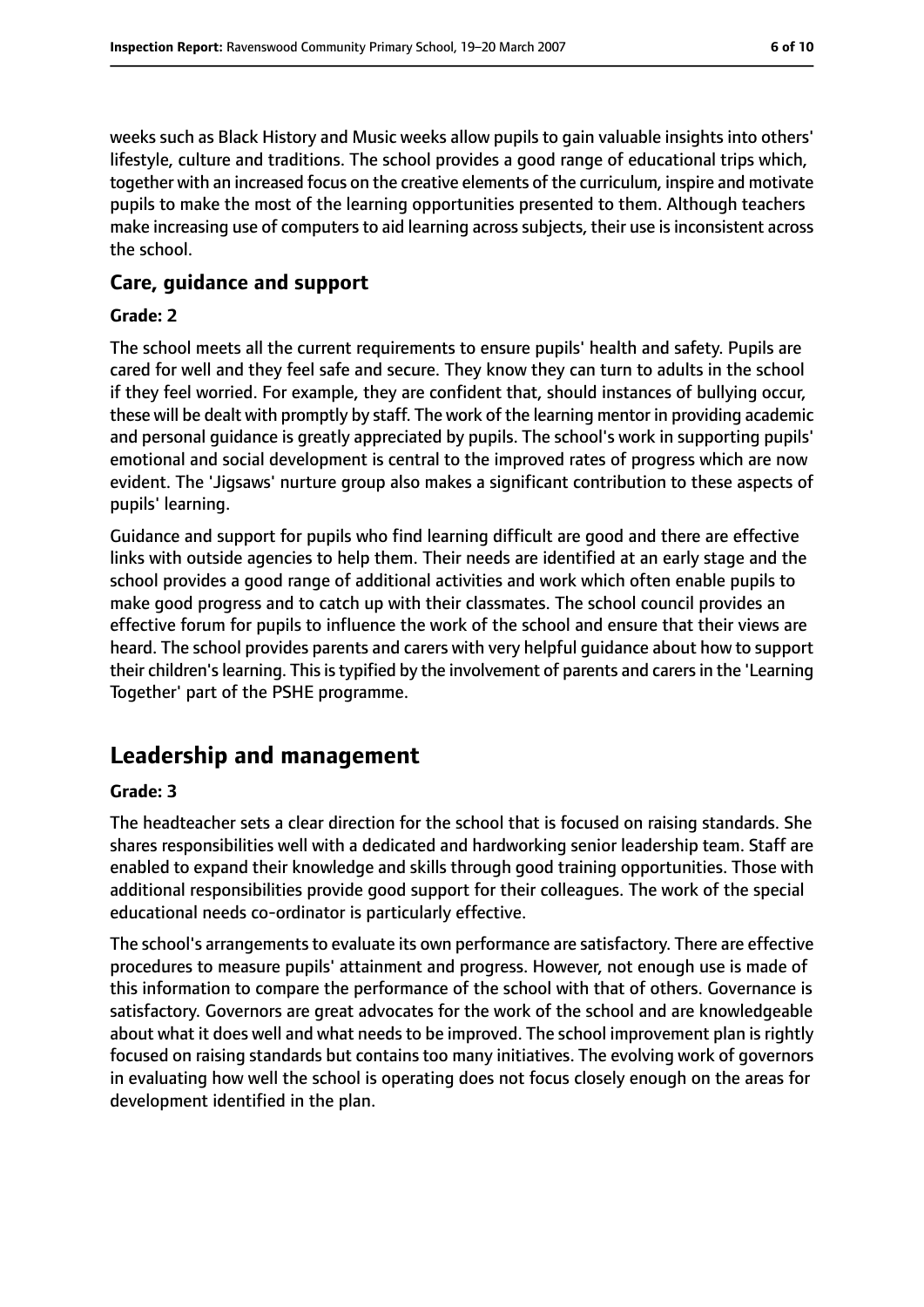weeks such as Black History and Music weeks allow pupils to gain valuable insights into others' lifestyle, culture and traditions. The school provides a good range of educational trips which, together with an increased focus on the creative elements of the curriculum, inspire and motivate pupils to make the most of the learning opportunities presented to them. Although teachers make increasing use of computers to aid learning across subjects, their use is inconsistent across the school.

### Care, guidance and support

#### Grade: 2

The school meets all the current requirements to ensure pupils' health and safety. Pupils are cared for well and they feel safe and secure. They know they can turn to adults in the school if they feel worried. For example, they are confident that, should instances of bullying occur, these will be dealt with promptly by staff. The work of the learning mentor in providing academic and personal guidance is greatly appreciated by pupils. The school's work in supporting pupils' emotional and social development is central to the improved rates of progress which are now evident. The 'Jigsaws' nurture group also makes a significant contribution to these aspects of pupils' learning.

Guidance and support for pupils who find learning difficult are good and there are effective links with outside agencies to help them. Their needs are identified at an early stage and the school provides a good range of additional activities and work which often enable pupils to make good progress and to catch up with their classmates. The school council provides an effective forum for pupils to influence the work of the school and ensure that their views are heard. The school provides parents and carers with very helpful guidance about how to support their children's learning. This is typified by the involvement of parents and carers in the 'Learning Together' part of the PSHE programme.

## Leadership and management

#### Grade: 3

The headteacher sets a clear direction for the school that is focused on raising standards. She shares responsibilities well with a dedicated and hardworking senior leadership team. Staff are enabled to expand their knowledge and skills through good training opportunities. Those with additional responsibilities provide good support for their colleagues. The work of the special educational needs co-ordinator is particularly effective.

The school's arrangements to evaluate its own performance are satisfactory. There are effective procedures to measure pupils' attainment and progress. However, not enough use is made of this information to compare the performance of the school with that of others. Governance is satisfactory. Governors are great advocates for the work of the school and are knowledgeable about what it does well and what needs to be improved. The school improvement plan is rightly focused on raising standards but contains too many initiatives. The evolving work of governors in evaluating how well the school is operating does not focus closely enough on the areas for development identified in the plan.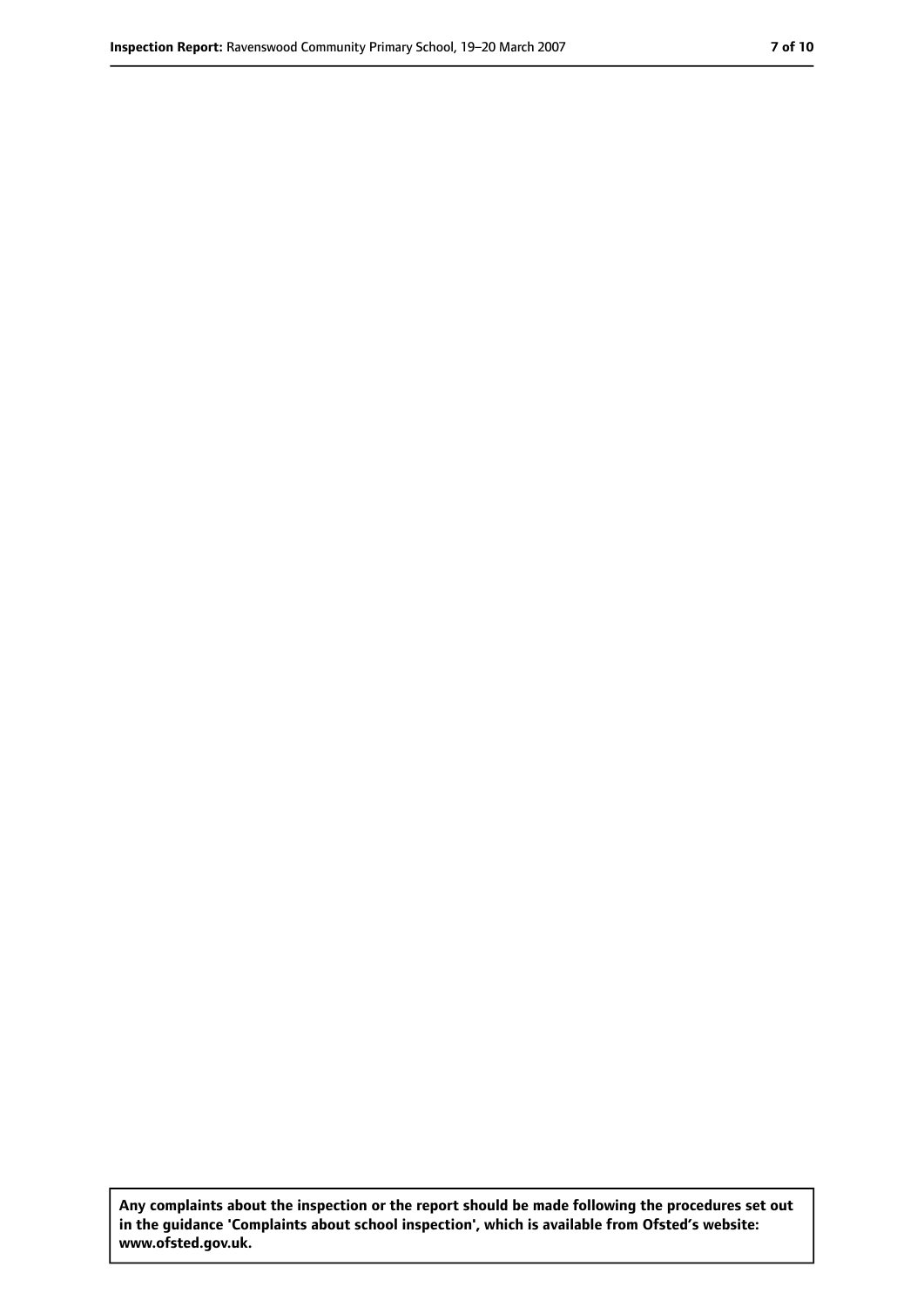**Any complaints about the inspection or the report should be made following the procedures set out in the guidance 'Complaints about school inspection', which is available from Ofsted's website: www.ofsted.gov.uk.**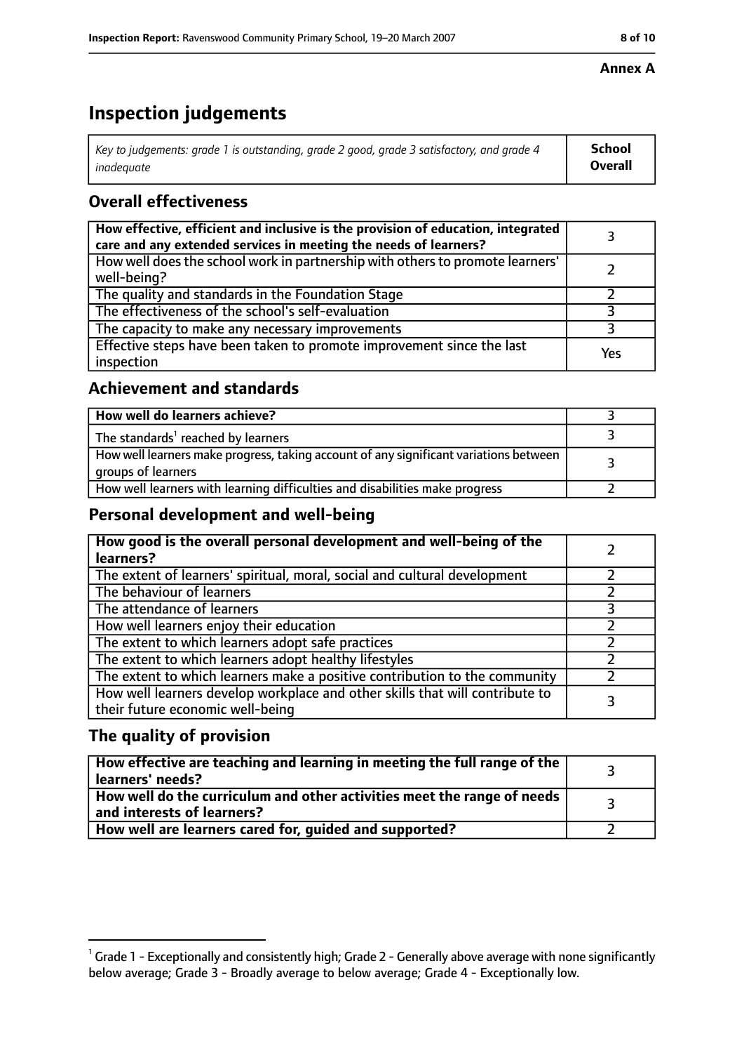**Annex A**

# Inspection judgements

| *Key to judgements: grade 1 is outstanding, grade 2 good, grade 3 satisfactory, and grade 4 inadequate* | **School Overall** |
|---|---|

## Overall effectiveness

| | |
|---|---|
| **How effective, efficient and inclusive is the provision of education, integrated care and any extended services in meeting the needs of learners?** | 3 |
| How well does the school work in partnership with others to promote learners' well-being? | 2 |
| The quality and standards in the Foundation Stage | 2 |
| The effectiveness of the school's self-evaluation | 3 |
| The capacity to make any necessary improvements | 3 |
| Effective steps have been taken to promote improvement since the last inspection | Yes |

## Achievement and standards

| | |
|---|---|
| **How well do learners achieve?** | 3 |
| The standards[1] reached by learners | 3 |
| How well learners make progress, taking account of any significant variations between groups of learners | 3 |
| How well learners with learning difficulties and disabilities make progress | 2 |

## Personal development and well-being

| | |
|---|---|
| **How good is the overall personal development and well-being of the learners?** | 2 |
| The extent of learners' spiritual, moral, social and cultural development | 2 |
| The behaviour of learners | 2 |
| The attendance of learners | 3 |
| How well learners enjoy their education | 2 |
| The extent to which learners adopt safe practices | 2 |
| The extent to which learners adopt healthy lifestyles | 2 |
| The extent to which learners make a positive contribution to the community | 2 |
| How well learners develop workplace and other skills that will contribute to their future economic well-being | 3 |

## The quality of provision

| | |
|---|---|
| **How effective are teaching and learning in meeting the full range of the learners' needs?** | 3 |
| **How well do the curriculum and other activities meet the range of needs and interests of learners?** | 3 |
| **How well are learners cared for, guided and supported?** | 2 |

[1] Grade 1 - Exceptionally and consistently high; Grade 2 - Generally above average with none significantly below average; Grade 3 - Broadly average to below average; Grade 4 - Exceptionally low.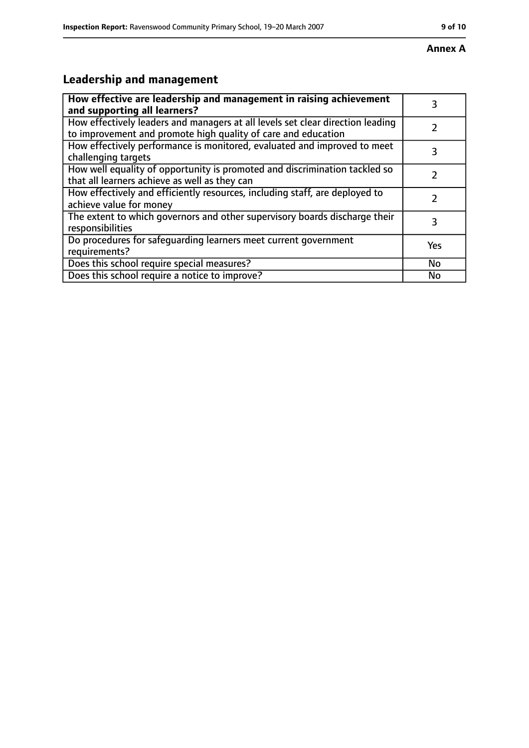**Annex A**

## Leadership and management

| **How effective are leadership and management in raising achievement and supporting all learners?** | 3 |
| --- | --- |
| How effectively leaders and managers at all levels set clear direction leading to improvement and promote high quality of care and education | 2 |
| How effectively performance is monitored, evaluated and improved to meet challenging targets | 3 |
| How well equality of opportunity is promoted and discrimination tackled so that all learners achieve as well as they can | 2 |
| How effectively and efficiently resources, including staff, are deployed to achieve value for money | 2 |
| The extent to which governors and other supervisory boards discharge their responsibilities | 3 |
| Do procedures for safeguarding learners meet current government requirements? | Yes |
| Does this school require special measures? | No |
| Does this school require a notice to improve? | No |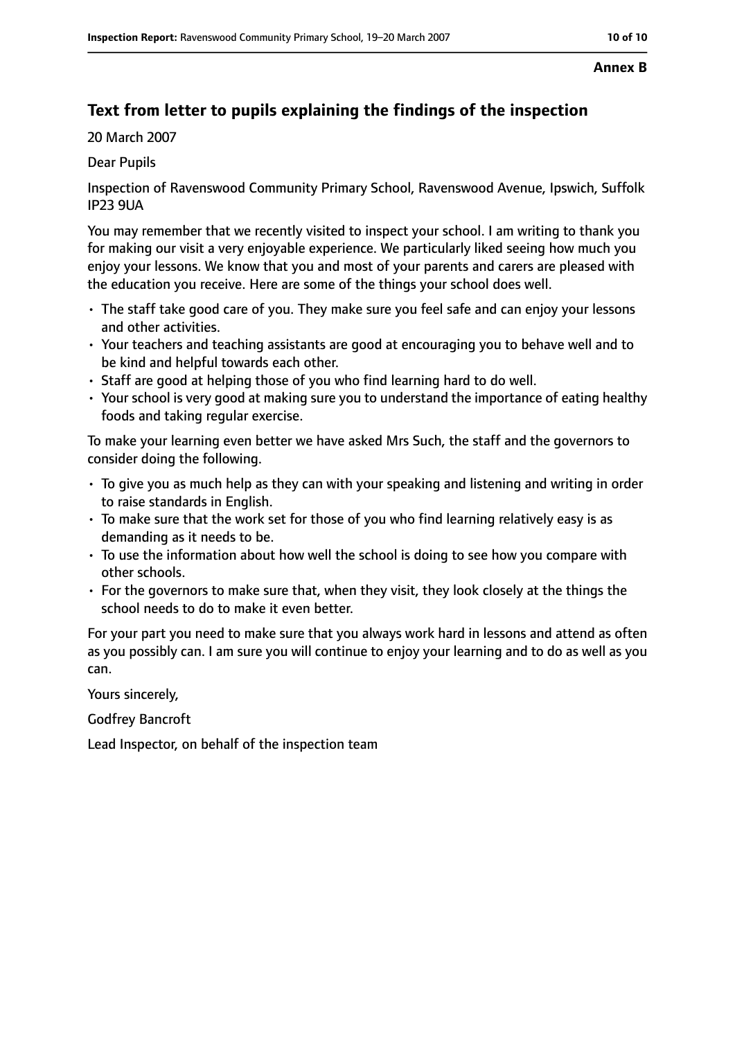**Annex B**

## Text from letter to pupils explaining the findings of the inspection

20 March 2007

Dear Pupils

Inspection of Ravenswood Community Primary School, Ravenswood Avenue, Ipswich, Suffolk IP23 9UA

You may remember that we recently visited to inspect your school. I am writing to thank you for making our visit a very enjoyable experience. We particularly liked seeing how much you enjoy your lessons. We know that you and most of your parents and carers are pleased with the education you receive. Here are some of the things your school does well.

- The staff take good care of you. They make sure you feel safe and can enjoy your lessons and other activities.
- Your teachers and teaching assistants are good at encouraging you to behave well and to be kind and helpful towards each other.
- Staff are good at helping those of you who find learning hard to do well.
- Your school is very good at making sure you to understand the importance of eating healthy foods and taking regular exercise.

To make your learning even better we have asked Mrs Such, the staff and the governors to consider doing the following.

- To give you as much help as they can with your speaking and listening and writing in order to raise standards in English.
- To make sure that the work set for those of you who find learning relatively easy is as demanding as it needs to be.
- To use the information about how well the school is doing to see how you compare with other schools.
- For the governors to make sure that, when they visit, they look closely at the things the school needs to do to make it even better.

For your part you need to make sure that you always work hard in lessons and attend as often as you possibly can. I am sure you will continue to enjoy your learning and to do as well as you can.

Yours sincerely,

Godfrey Bancroft

Lead Inspector, on behalf of the inspection team